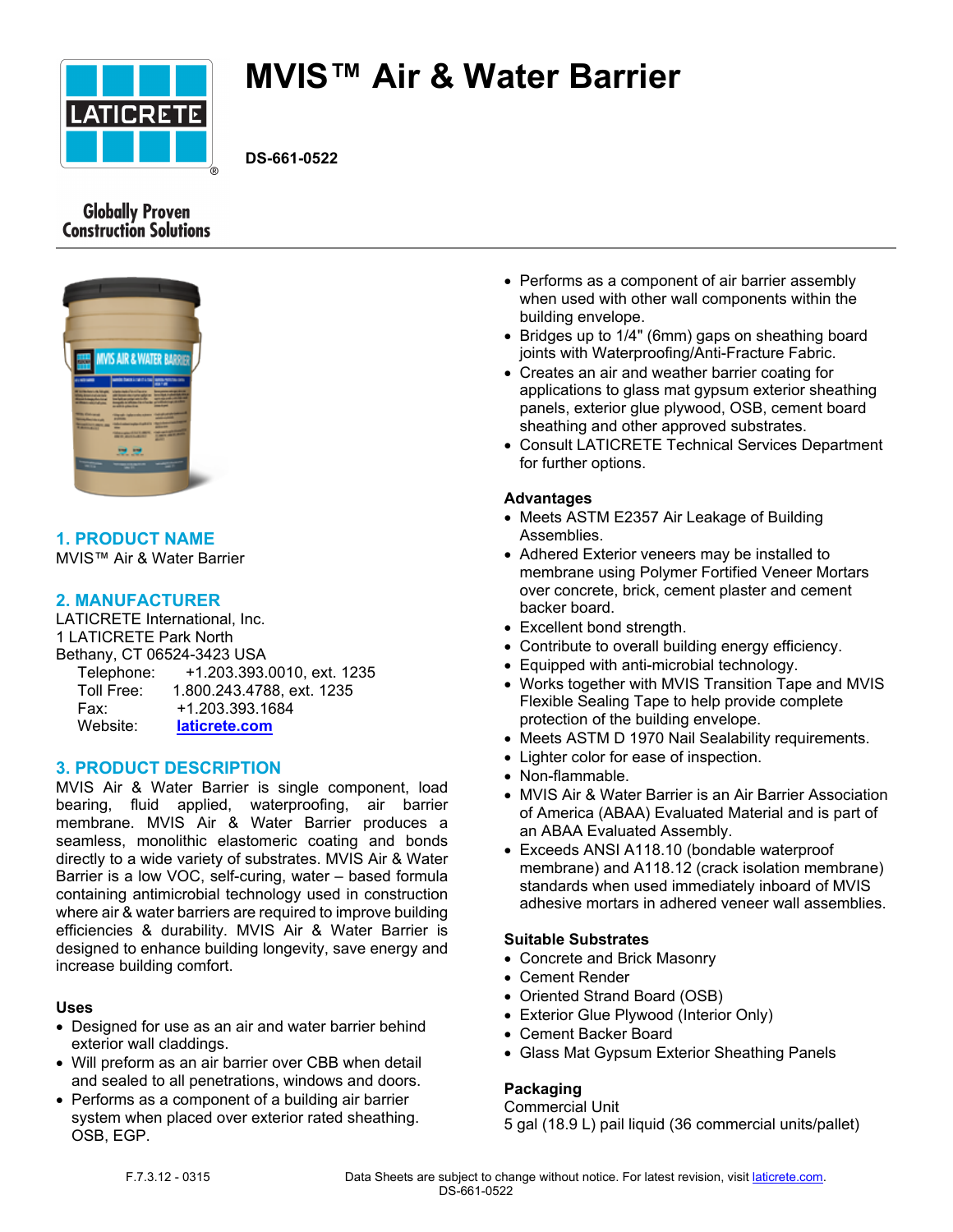# MVIS™ Air & Water Barrier

**DS-661-0522**

Globally Proven Construction Solutions

## 1. PRODUCT NAME

MVIS™ Air & Water Barrier

## 2. MANUFACTURER

LATICRETE International, Inc.
1 LATICRETE Park North
Bethany, CT 06524-3423 USA

Telephone: +1.203.393.0010, ext. 1235
Toll Free: 1.800.243.4788, ext. 1235
Fax: +1.203.393.1684
Website: laticrete.com

## 3. PRODUCT DESCRIPTION

MVIS Air & Water Barrier is single component, load bearing, fluid applied, waterproofing, air barrier membrane. MVIS Air & Water Barrier produces a seamless, monolithic elastomeric coating and bonds directly to a wide variety of substrates. MVIS Air & Water Barrier is a low VOC, self-curing, water – based formula containing antimicrobial technology used in construction where air & water barriers are required to improve building efficiencies & durability. MVIS Air & Water Barrier is designed to enhance building longevity, save energy and increase building comfort.

**Uses**

- Designed for use as an air and water barrier behind exterior wall claddings.
- Will preform as an air barrier over CBB when detail and sealed to all penetrations, windows and doors.
- Performs as a component of a building air barrier system when placed over exterior rated sheathing. OSB, EGP.
- Performs as a component of air barrier assembly when used with other wall components within the building envelope.
- Bridges up to 1/4" (6mm) gaps on sheathing board joints with Waterproofing/Anti-Fracture Fabric.
- Creates an air and weather barrier coating for applications to glass mat gypsum exterior sheathing panels, exterior glue plywood, OSB, cement board sheathing and other approved substrates.
- Consult LATICRETE Technical Services Department for further options.

**Advantages**

- Meets ASTM E2357 Air Leakage of Building Assemblies.
- Adhered Exterior veneers may be installed to membrane using Polymer Fortified Veneer Mortars over concrete, brick, cement plaster and cement backer board.
- Excellent bond strength.
- Contribute to overall building energy efficiency.
- Equipped with anti-microbial technology.
- Works together with MVIS Transition Tape and MVIS Flexible Sealing Tape to help provide complete protection of the building envelope.
- Meets ASTM D 1970 Nail Sealability requirements.
- Lighter color for ease of inspection.
- Non-flammable.
- MVIS Air & Water Barrier is an Air Barrier Association of America (ABAA) Evaluated Material and is part of an ABAA Evaluated Assembly.
- Exceeds ANSI A118.10 (bondable waterproof membrane) and A118.12 (crack isolation membrane) standards when used immediately inboard of MVIS adhesive mortars in adhered veneer wall assemblies.

**Suitable Substrates**

- Concrete and Brick Masonry
- Cement Render
- Oriented Strand Board (OSB)
- Exterior Glue Plywood (Interior Only)
- Cement Backer Board
- Glass Mat Gypsum Exterior Sheathing Panels

**Packaging**

Commercial Unit
5 gal (18.9 L) pail liquid (36 commercial units/pallet)

F.7.3.12 - 0315

Data Sheets are subject to change without notice. For latest revision, visit laticrete.com.
DS-661-0522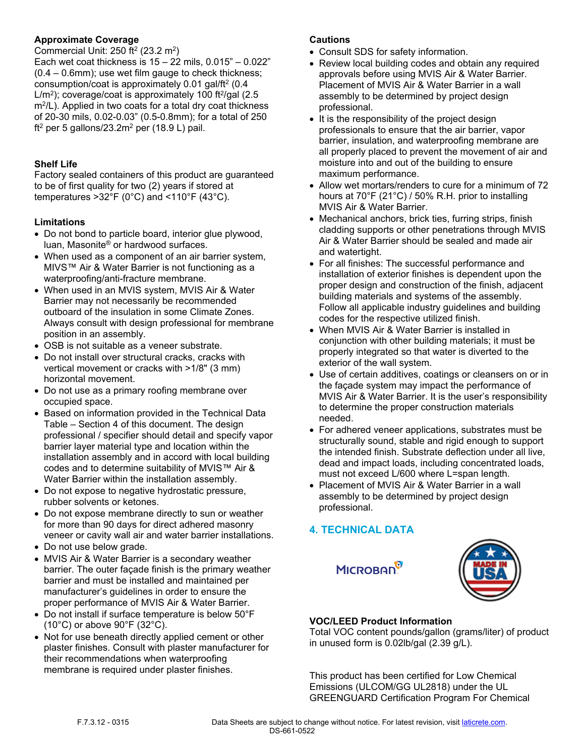### Approximate Coverage

Commercial Unit: 250 ft$^2$ (23.2 m$^2$)
Each wet coat thickness is 15 – 22 mils, 0.015" – 0.022" (0.4 – 0.6mm); use wet film gauge to check thickness; consumption/coat is approximately 0.01 gal/ft$^2$ (0.4 L/m$^2$); coverage/coat is approximately 100 ft$^2$/gal (2.5 m$^2$/L). Applied in two coats for a total dry coat thickness of 20-30 mils, 0.02-0.03" (0.5-0.8mm); for a total of 250 ft$^2$ per 5 gallons/23.2m$^2$ per (18.9 L) pail.

### Shelf Life

Factory sealed containers of this product are guaranteed to be of first quality for two (2) years if stored at temperatures >32°F (0°C) and <110°F (43°C).

### Limitations

- Do not bond to particle board, interior glue plywood, luan, Masonite® or hardwood surfaces.
- When used as a component of an air barrier system, MIVS™ Air & Water Barrier is not functioning as a waterproofing/anti-fracture membrane.
- When used in an MVIS system, MVIS Air & Water Barrier may not necessarily be recommended outboard of the insulation in some Climate Zones. Always consult with design professional for membrane position in an assembly.
- OSB is not suitable as a veneer substrate.
- Do not install over structural cracks, cracks with vertical movement or cracks with >1/8" (3 mm) horizontal movement.
- Do not use as a primary roofing membrane over occupied space.
- Based on information provided in the Technical Data Table – Section 4 of this document. The design professional / specifier should detail and specify vapor barrier layer material type and location within the installation assembly and in accord with local building codes and to determine suitability of MVIS™ Air & Water Barrier within the installation assembly.
- Do not expose to negative hydrostatic pressure, rubber solvents or ketones.
- Do not expose membrane directly to sun or weather for more than 90 days for direct adhered masonry veneer or cavity wall air and water barrier installations.
- Do not use below grade.
- MVIS Air & Water Barrier is a secondary weather barrier. The outer façade finish is the primary weather barrier and must be installed and maintained per manufacturer's guidelines in order to ensure the proper performance of MVIS Air & Water Barrier.
- Do not install if surface temperature is below 50°F (10°C) or above 90°F (32°C).
- Not for use beneath directly applied cement or other plaster finishes. Consult with plaster manufacturer for their recommendations when waterproofing membrane is required under plaster finishes.

### Cautions

- Consult SDS for safety information.
- Review local building codes and obtain any required approvals before using MVIS Air & Water Barrier. Placement of MVIS Air & Water Barrier in a wall assembly to be determined by project design professional.
- It is the responsibility of the project design professionals to ensure that the air barrier, vapor barrier, insulation, and waterproofing membrane are all properly placed to prevent the movement of air and moisture into and out of the building to ensure maximum performance.
- Allow wet mortars/renders to cure for a minimum of 72 hours at 70°F (21°C) / 50% R.H. prior to installing MVIS Air & Water Barrier.
- Mechanical anchors, brick ties, furring strips, finish cladding supports or other penetrations through MVIS Air & Water Barrier should be sealed and made air and watertight.
- For all finishes: The successful performance and installation of exterior finishes is dependent upon the proper design and construction of the finish, adjacent building materials and systems of the assembly. Follow all applicable industry guidelines and building codes for the respective utilized finish.
- When MVIS Air & Water Barrier is installed in conjunction with other building materials; it must be properly integrated so that water is diverted to the exterior of the wall system.
- Use of certain additives, coatings or cleansers on or in the façade system may impact the performance of MVIS Air & Water Barrier. It is the user's responsibility to determine the proper construction materials needed.
- For adhered veneer applications, substrates must be structurally sound, stable and rigid enough to support the intended finish. Substrate deflection under all live, dead and impact loads, including concentrated loads, must not exceed L/600 where L=span length.
- Placement of MVIS Air & Water Barrier in a wall assembly to be determined by project design professional.

## 4. TECHNICAL DATA

MICROBAN

MADE IN USA

### VOC/LEED Product Information

Total VOC content pounds/gallon (grams/liter) of product in unused form is 0.02lb/gal (2.39 g/L).

This product has been certified for Low Chemical Emissions (ULCOM/GG UL2818) under the UL GREENGUARD Certification Program For Chemical

F.7.3.12 - 0315

Data Sheets are subject to change without notice. For latest revision, visit laticrete.com.
DS-661-0522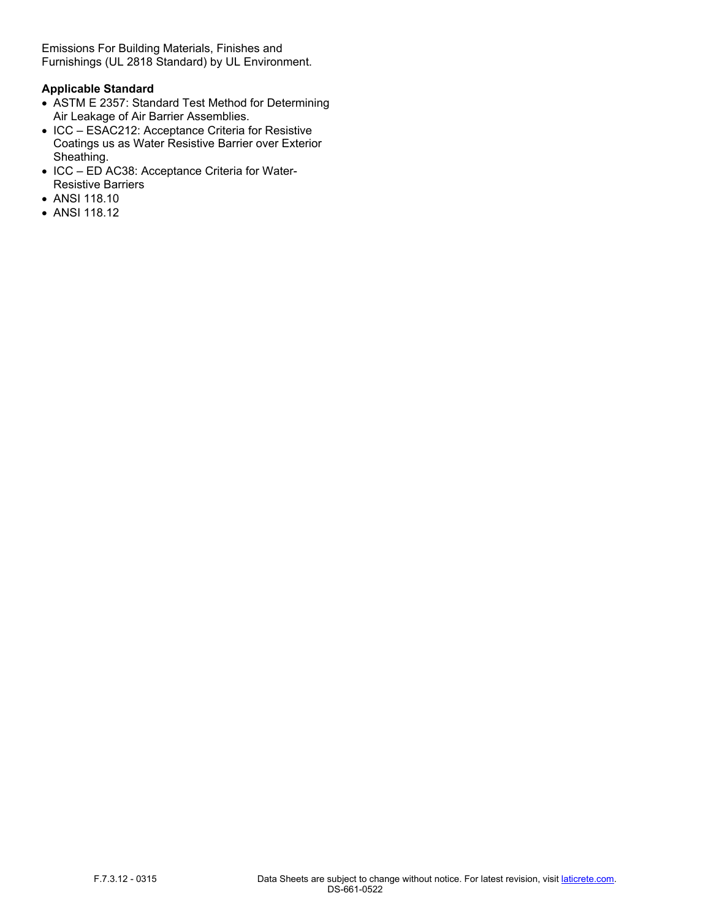Emissions For Building Materials, Finishes and Furnishings (UL 2818 Standard) by UL Environment.

**Applicable Standard**

- ASTM E 2357: Standard Test Method for Determining Air Leakage of Air Barrier Assemblies.
- ICC – ESAC212: Acceptance Criteria for Resistive Coatings us as Water Resistive Barrier over Exterior Sheathing.
- ICC – ED AC38: Acceptance Criteria for Water-Resistive Barriers
- ANSI 118.10
- ANSI 118.12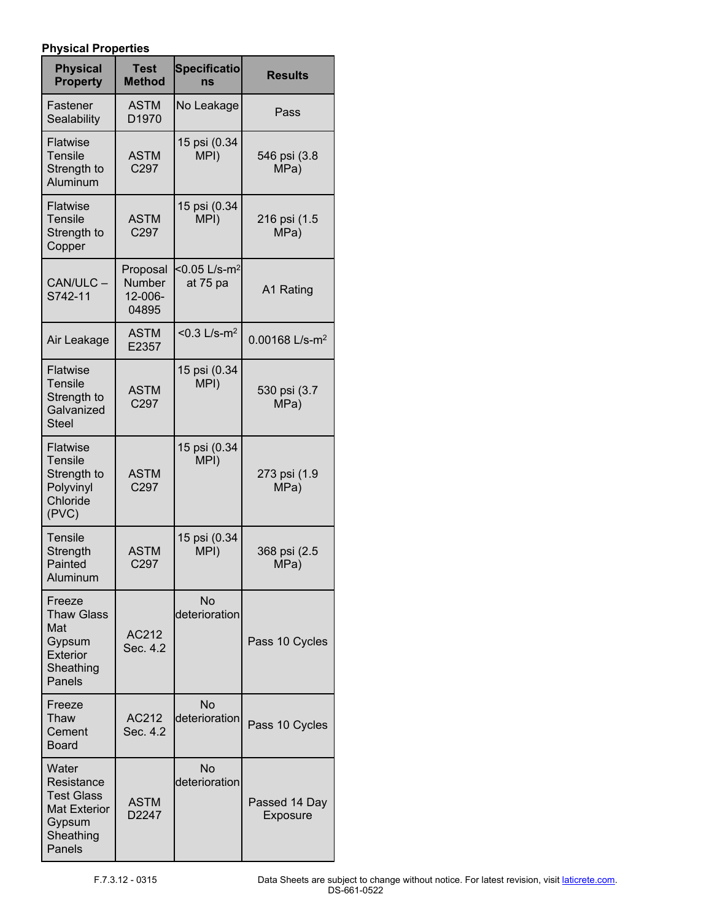### Physical Properties

| Physical Property | Test Method | Specifications | Results |
|---|---|---|---|
| Fastener Sealability | ASTM D1970 | No Leakage | Pass |
| Flatwise Tensile Strength to Aluminum | ASTM C297 | 15 psi (0.34 MPI) | 546 psi (3.8 MPa) |
| Flatwise Tensile Strength to Copper | ASTM C297 | 15 psi (0.34 MPI) | 216 psi (1.5 MPa) |
| CAN/ULC – S742-11 | Proposal Number 12-006-04895 | <0.05 L/s-m$^2$ at 75 pa | A1 Rating |
| Air Leakage | ASTM E2357 | <0.3 L/s-m$^2$ | 0.00168 L/s-m$^2$ |
| Flatwise Tensile Strength to Galvanized Steel | ASTM C297 | 15 psi (0.34 MPI) | 530 psi (3.7 MPa) |
| Flatwise Tensile Strength to Polyvinyl Chloride (PVC) | ASTM C297 | 15 psi (0.34 MPI) | 273 psi (1.9 MPa) |
| Tensile Strength Painted Aluminum | ASTM C297 | 15 psi (0.34 MPI) | 368 psi (2.5 MPa) |
| Freeze Thaw Glass Mat Gypsum Exterior Sheathing Panels | AC212 Sec. 4.2 | No deterioration | Pass 10 Cycles |
| Freeze Thaw Cement Board | AC212 Sec. 4.2 | No deterioration | Pass 10 Cycles |
| Water Resistance Test Glass Mat Exterior Gypsum Sheathing Panels | ASTM D2247 | No deterioration | Passed 14 Day Exposure |

F.7.3.12 - 0315

Data Sheets are subject to change without notice. For latest revision, visit laticrete.com.
DS-661-0522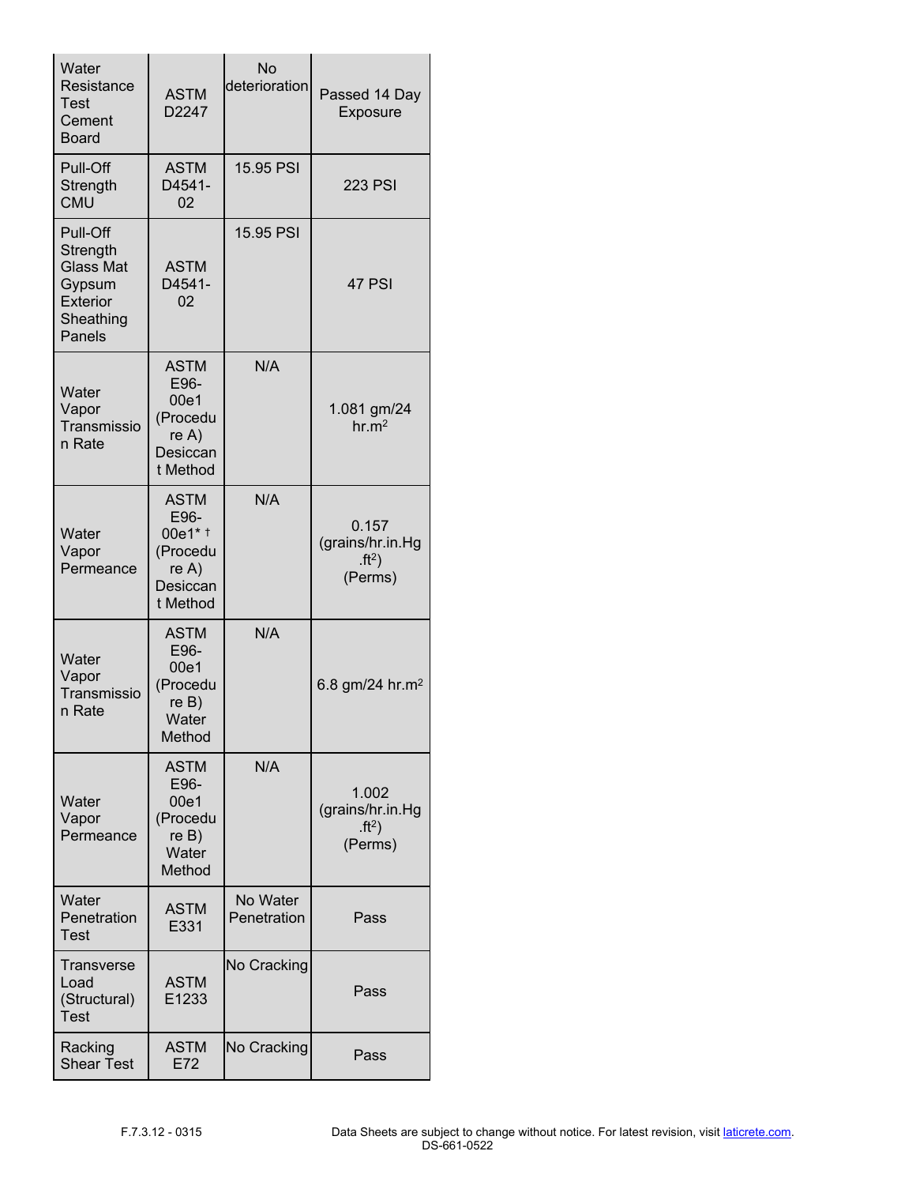| | | | |
|---|---|---|---|
| Water Resistance Test Cement Board | ASTM D2247 | No deterioration | Passed 14 Day Exposure |
| Pull-Off Strength CMU | ASTM D4541-02 | 15.95 PSI | 223 PSI |
| Pull-Off Strength Glass Mat Gypsum Exterior Sheathing Panels | ASTM D4541-02 | 15.95 PSI | 47 PSI |
| Water Vapor Transmission Rate | ASTM E96-00e1 (Procedure A) Desiccant Method | N/A | 1.081 gm/24 hr.$m^2$ |
| Water Vapor Permeance | ASTM E96-00e1* † (Procedure A) Desiccant Method | N/A | 0.157 (grains/hr.in.Hg .$ft^2$) (Perms) |
| Water Vapor Transmission Rate | ASTM E96-00e1 (Procedure B) Water Method | N/A | 6.8 gm/24 hr.$m^2$ |
| Water Vapor Permeance | ASTM E96-00e1 (Procedure B) Water Method | N/A | 1.002 (grains/hr.in.Hg .$ft^2$) (Perms) |
| Water Penetration Test | ASTM E331 | No Water Penetration | Pass |
| Transverse Load (Structural) Test | ASTM E1233 | No Cracking | Pass |
| Racking Shear Test | ASTM E72 | No Cracking | Pass |

F.7.3.12 - 0315

Data Sheets are subject to change without notice. For latest revision, visit laticrete.com.
DS-661-0522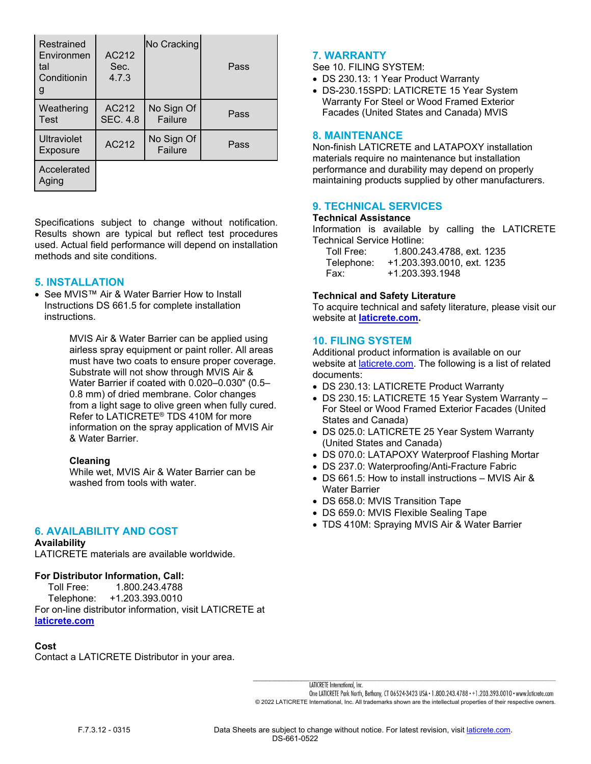| | | | |
|---|---|---|---|
| Restrained Environmental Conditioning | AC212 Sec. 4.7.3 | No Cracking | Pass |
| Weathering Test | AC212 SEC. 4.8 | No Sign Of Failure | Pass |
| Ultraviolet Exposure | AC212 | No Sign Of Failure | Pass |
| Accelerated Aging | | | |

Specifications subject to change without notification. Results shown are typical but reflect test procedures used. Actual field performance will depend on installation methods and site conditions.

## 5. INSTALLATION

- See MVIS™ Air & Water Barrier How to Install Instructions DS 661.5 for complete installation instructions.

MVIS Air & Water Barrier can be applied using airless spray equipment or paint roller. All areas must have two coats to ensure proper coverage. Substrate will not show through MVIS Air & Water Barrier if coated with 0.020–0.030" (0.5–0.8 mm) of dried membrane. Color changes from a light sage to olive green when fully cured. Refer to LATICRETE® TDS 410M for more information on the spray application of MVIS Air & Water Barrier.

**Cleaning**
While wet, MVIS Air & Water Barrier can be washed from tools with water.

## 6. AVAILABILITY AND COST

**Availability**
LATICRETE materials are available worldwide.

**For Distributor Information, Call:**
Toll Free: 1.800.243.4788
Telephone: +1.203.393.0010
For on-line distributor information, visit LATICRETE at **laticrete.com**

**Cost**
Contact a LATICRETE Distributor in your area.

## 7. WARRANTY

See 10. FILING SYSTEM:

- DS 230.13: 1 Year Product Warranty
- DS-230.15SPD: LATICRETE 15 Year System Warranty For Steel or Wood Framed Exterior Facades (United States and Canada) MVIS

## 8. MAINTENANCE

Non-finish LATICRETE and LATAPOXY installation materials require no maintenance but installation performance and durability may depend on properly maintaining products supplied by other manufacturers.

## 9. TECHNICAL SERVICES

**Technical Assistance**
Information is available by calling the LATICRETE Technical Service Hotline:
Toll Free: 1.800.243.4788, ext. 1235
Telephone: +1.203.393.0010, ext. 1235
Fax: +1.203.393.1948

**Technical and Safety Literature**
To acquire technical and safety literature, please visit our website at **laticrete.com.**

## 10. FILING SYSTEM

Additional product information is available on our website at laticrete.com. The following is a list of related documents:

- DS 230.13: LATICRETE Product Warranty
- DS 230.15: LATICRETE 15 Year System Warranty – For Steel or Wood Framed Exterior Facades (United States and Canada)
- DS 025.0: LATICRETE 25 Year System Warranty (United States and Canada)
- DS 070.0: LATAPOXY Waterproof Flashing Mortar
- DS 237.0: Waterproofing/Anti-Fracture Fabric
- DS 661.5: How to install instructions – MVIS Air & Water Barrier
- DS 658.0: MVIS Transition Tape
- DS 659.0: MVIS Flexible Sealing Tape
- TDS 410M: Spraying MVIS Air & Water Barrier

LATICRETE International, Inc.
One LATICRETE Park North, Bethany, CT 06524-3423 USA • 1.800.243.4788 • +1.203.393.0010 • www.laticrete.com
© 2022 LATICRETE International, Inc. All trademarks shown are the intellectual properties of their respective owners.

F.7.3.12 - 0315

Data Sheets are subject to change without notice. For latest revision, visit laticrete.com.
DS-661-0522